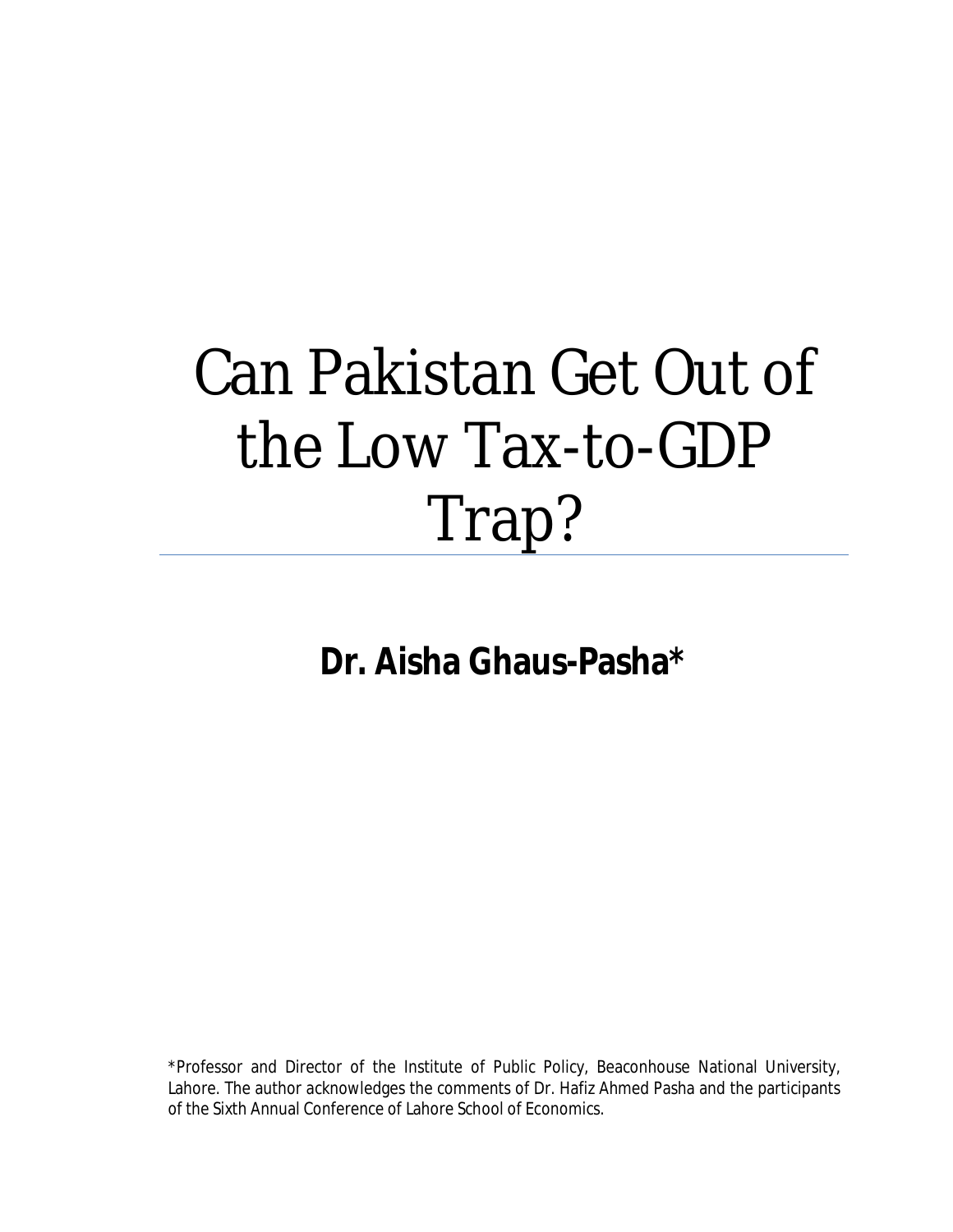# Can Pakistan Get Out of the Low Tax-to-GDP Trap?

**Dr. Aisha Ghaus-Pasha***

*Professor and Director of the Institute of Public Policy, Beaconhouse National University, Lahore. The author acknowledges the comments of Dr. Hafiz Ahmed Pasha and the participants of the Sixth Annual Conference of Lahore School of Economics.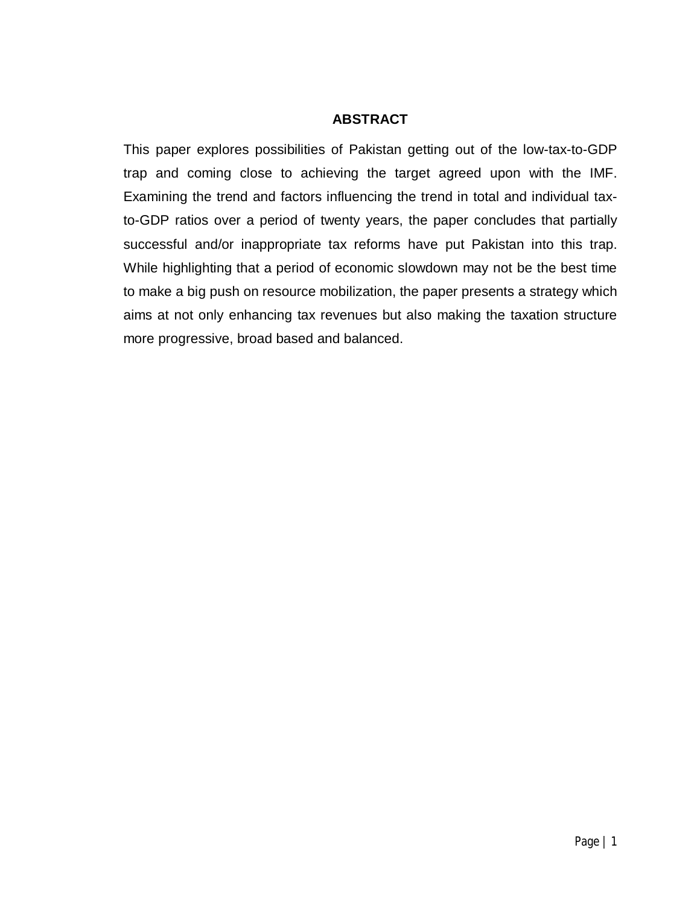## ABSTRACT

This paper explores possibilities of Pakistan getting out of the low-tax-to-GDP trap and coming close to achieving the target agreed upon with the IMF. Examining the trend and factors influencing the trend in total and individual tax-to-GDP ratios over a period of twenty years, the paper concludes that partially successful and/or inappropriate tax reforms have put Pakistan into this trap. While highlighting that a period of economic slowdown may not be the best time to make a big push on resource mobilization, the paper presents a strategy which aims at not only enhancing tax revenues but also making the taxation structure more progressive, broad based and balanced.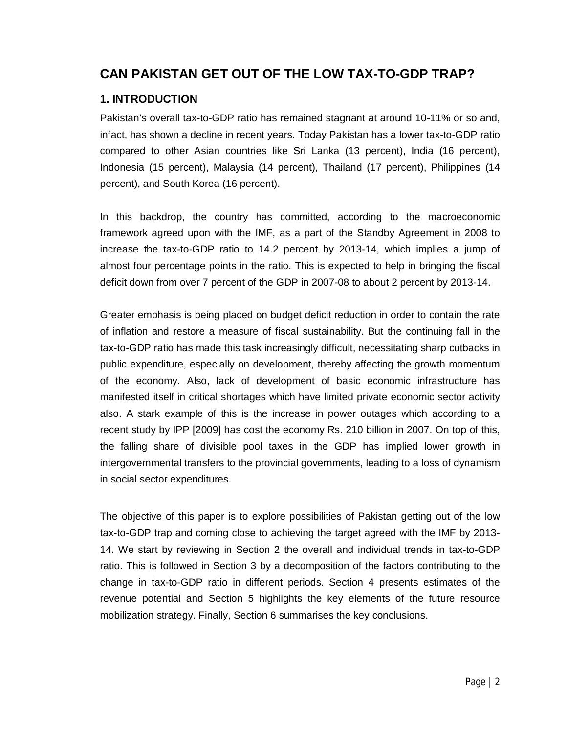## CAN PAKISTAN GET OUT OF THE LOW TAX-TO-GDP TRAP?

### 1. INTRODUCTION

Pakistan's overall tax-to-GDP ratio has remained stagnant at around 10-11% or so and, infact, has shown a decline in recent years. Today Pakistan has a lower tax-to-GDP ratio compared to other Asian countries like Sri Lanka (13 percent), India (16 percent), Indonesia (15 percent), Malaysia (14 percent), Thailand (17 percent), Philippines (14 percent), and South Korea (16 percent).

In this backdrop, the country has committed, according to the macroeconomic framework agreed upon with the IMF, as a part of the Standby Agreement in 2008 to increase the tax-to-GDP ratio to 14.2 percent by 2013-14, which implies a jump of almost four percentage points in the ratio. This is expected to help in bringing the fiscal deficit down from over 7 percent of the GDP in 2007-08 to about 2 percent by 2013-14.

Greater emphasis is being placed on budget deficit reduction in order to contain the rate of inflation and restore a measure of fiscal sustainability. But the continuing fall in the tax-to-GDP ratio has made this task increasingly difficult, necessitating sharp cutbacks in public expenditure, especially on development, thereby affecting the growth momentum of the economy. Also, lack of development of basic economic infrastructure has manifested itself in critical shortages which have limited private economic sector activity also. A stark example of this is the increase in power outages which according to a recent study by IPP [2009] has cost the economy Rs. 210 billion in 2007. On top of this, the falling share of divisible pool taxes in the GDP has implied lower growth in intergovernmental transfers to the provincial governments, leading to a loss of dynamism in social sector expenditures.

The objective of this paper is to explore possibilities of Pakistan getting out of the low tax-to-GDP trap and coming close to achieving the target agreed with the IMF by 2013-14. We start by reviewing in Section 2 the overall and individual trends in tax-to-GDP ratio. This is followed in Section 3 by a decomposition of the factors contributing to the change in tax-to-GDP ratio in different periods. Section 4 presents estimates of the revenue potential and Section 5 highlights the key elements of the future resource mobilization strategy. Finally, Section 6 summarises the key conclusions.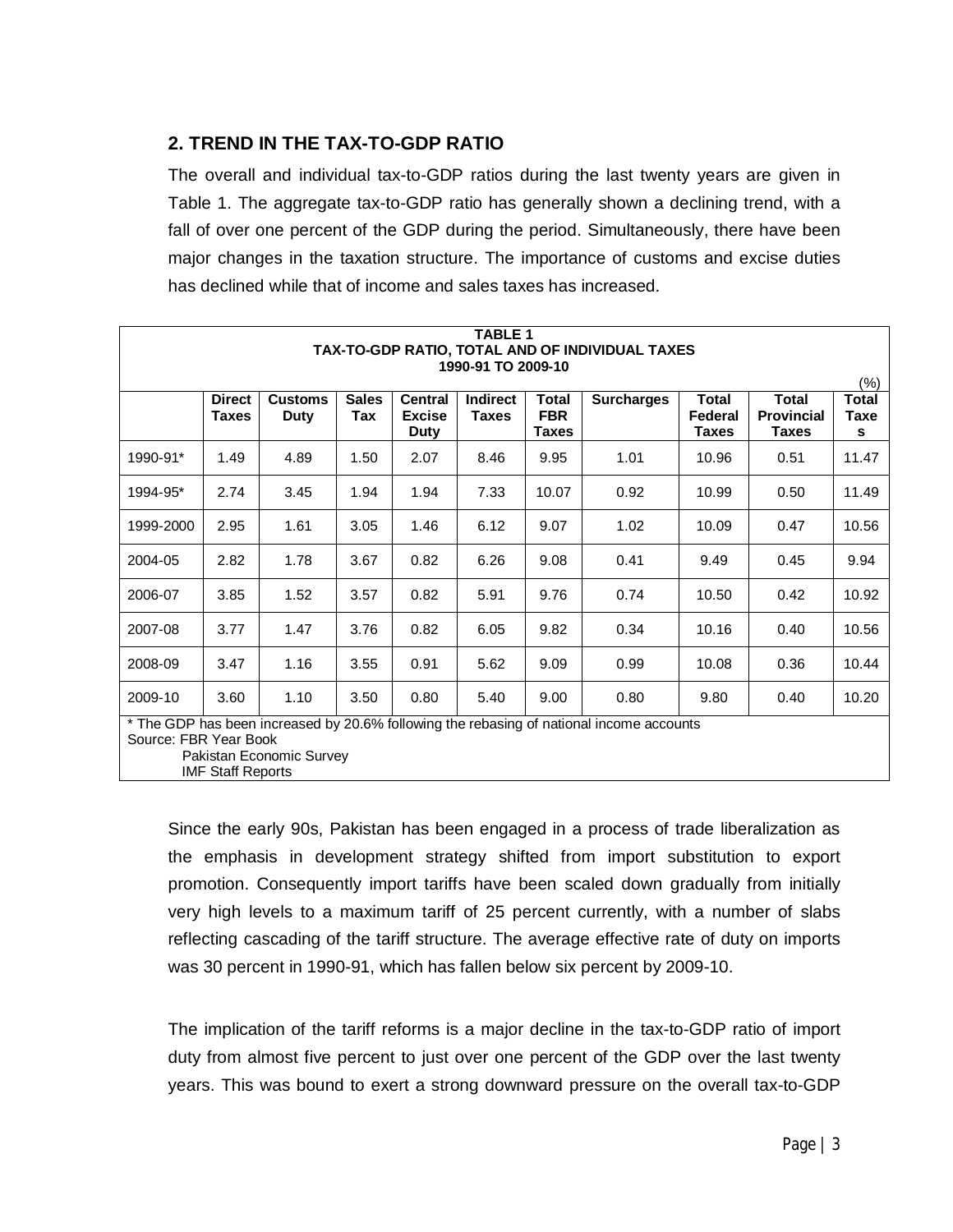## 2. TREND IN THE TAX-TO-GDP RATIO

The overall and individual tax-to-GDP ratios during the last twenty years are given in Table 1. The aggregate tax-to-GDP ratio has generally shown a declining trend, with a fall of over one percent of the GDP during the period. Simultaneously, there have been major changes in the taxation structure. The importance of customs and excise duties has declined while that of income and sales taxes has increased.

**TABLE 1**
**TAX-TO-GDP RATIO, TOTAL AND OF INDIVIDUAL TAXES**
**1990-91 TO 2009-10**

(%)

| | Direct Taxes | Customs Duty | Sales Tax | Central Excise Duty | Indirect Taxes | Total FBR Taxes | Surcharges | Total Federal Taxes | Total Provincial Taxes | Total Taxes |
|---|---|---|---|---|---|---|---|---|---|---|
| 1990-91* | 1.49 | 4.89 | 1.50 | 2.07 | 8.46 | 9.95 | 1.01 | 10.96 | 0.51 | 11.47 |
| 1994-95* | 2.74 | 3.45 | 1.94 | 1.94 | 7.33 | 10.07 | 0.92 | 10.99 | 0.50 | 11.49 |
| 1999-2000 | 2.95 | 1.61 | 3.05 | 1.46 | 6.12 | 9.07 | 1.02 | 10.09 | 0.47 | 10.56 |
| 2004-05 | 2.82 | 1.78 | 3.67 | 0.82 | 6.26 | 9.08 | 0.41 | 9.49 | 0.45 | 9.94 |
| 2006-07 | 3.85 | 1.52 | 3.57 | 0.82 | 5.91 | 9.76 | 0.74 | 10.50 | 0.42 | 10.92 |
| 2007-08 | 3.77 | 1.47 | 3.76 | 0.82 | 6.05 | 9.82 | 0.34 | 10.16 | 0.40 | 10.56 |
| 2008-09 | 3.47 | 1.16 | 3.55 | 0.91 | 5.62 | 9.09 | 0.99 | 10.08 | 0.36 | 10.44 |
| 2009-10 | 3.60 | 1.10 | 3.50 | 0.80 | 5.40 | 9.00 | 0.80 | 9.80 | 0.40 | 10.20 |

* The GDP has been increased by 20.6% following the rebasing of national income accounts
Source: FBR Year Book
Pakistan Economic Survey
IMF Staff Reports

Since the early 90s, Pakistan has been engaged in a process of trade liberalization as the emphasis in development strategy shifted from import substitution to export promotion. Consequently import tariffs have been scaled down gradually from initially very high levels to a maximum tariff of 25 percent currently, with a number of slabs reflecting cascading of the tariff structure. The average effective rate of duty on imports was 30 percent in 1990-91, which has fallen below six percent by 2009-10.

The implication of the tariff reforms is a major decline in the tax-to-GDP ratio of import duty from almost five percent to just over one percent of the GDP over the last twenty years. This was bound to exert a strong downward pressure on the overall tax-to-GDP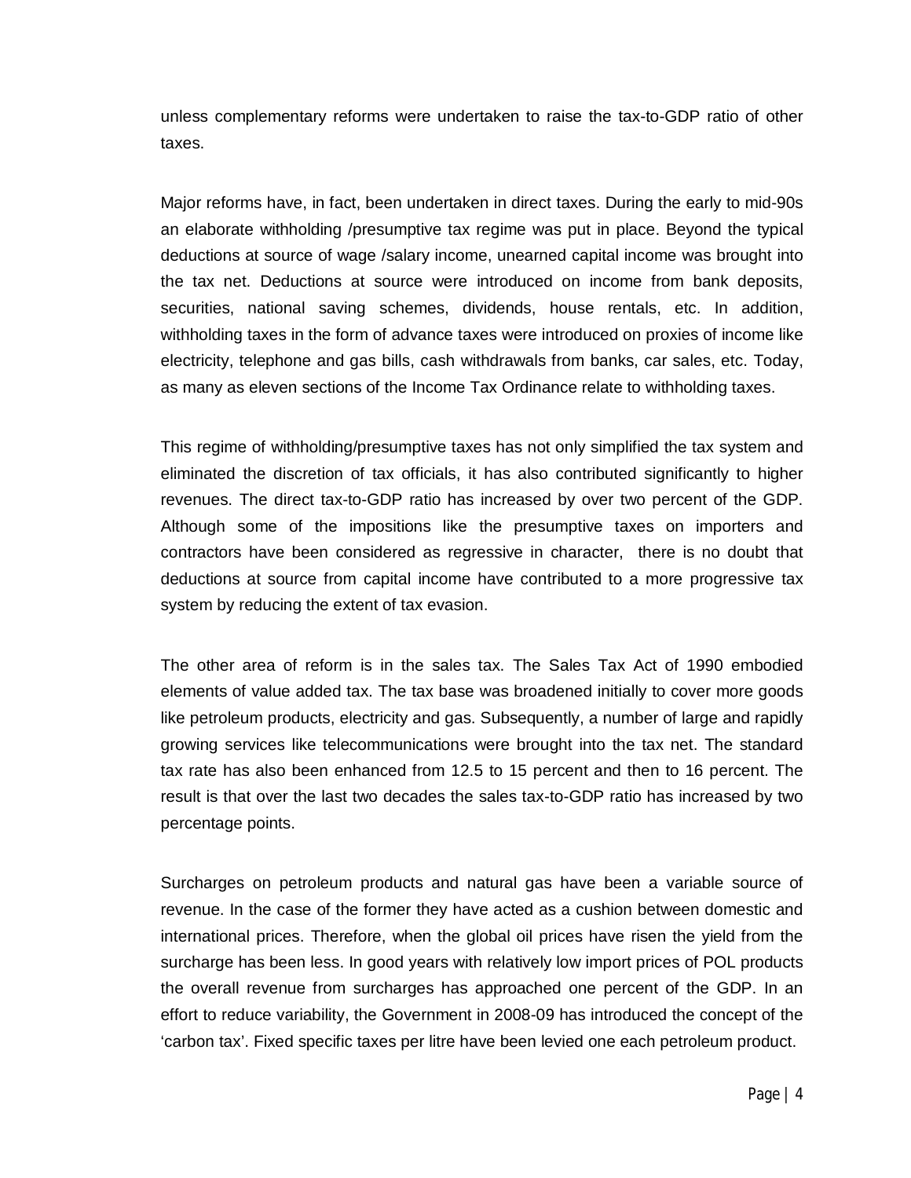unless complementary reforms were undertaken to raise the tax-to-GDP ratio of other taxes.

Major reforms have, in fact, been undertaken in direct taxes. During the early to mid-90s an elaborate withholding /presumptive tax regime was put in place. Beyond the typical deductions at source of wage /salary income, unearned capital income was brought into the tax net. Deductions at source were introduced on income from bank deposits, securities, national saving schemes, dividends, house rentals, etc. In addition, withholding taxes in the form of advance taxes were introduced on proxies of income like electricity, telephone and gas bills, cash withdrawals from banks, car sales, etc. Today, as many as eleven sections of the Income Tax Ordinance relate to withholding taxes.

This regime of withholding/presumptive taxes has not only simplified the tax system and eliminated the discretion of tax officials, it has also contributed significantly to higher revenues. The direct tax-to-GDP ratio has increased by over two percent of the GDP. Although some of the impositions like the presumptive taxes on importers and contractors have been considered as regressive in character, there is no doubt that deductions at source from capital income have contributed to a more progressive tax system by reducing the extent of tax evasion.

The other area of reform is in the sales tax. The Sales Tax Act of 1990 embodied elements of value added tax. The tax base was broadened initially to cover more goods like petroleum products, electricity and gas. Subsequently, a number of large and rapidly growing services like telecommunications were brought into the tax net. The standard tax rate has also been enhanced from 12.5 to 15 percent and then to 16 percent. The result is that over the last two decades the sales tax-to-GDP ratio has increased by two percentage points.

Surcharges on petroleum products and natural gas have been a variable source of revenue. In the case of the former they have acted as a cushion between domestic and international prices. Therefore, when the global oil prices have risen the yield from the surcharge has been less. In good years with relatively low import prices of POL products the overall revenue from surcharges has approached one percent of the GDP. In an effort to reduce variability, the Government in 2008-09 has introduced the concept of the 'carbon tax'. Fixed specific taxes per litre have been levied one each petroleum product.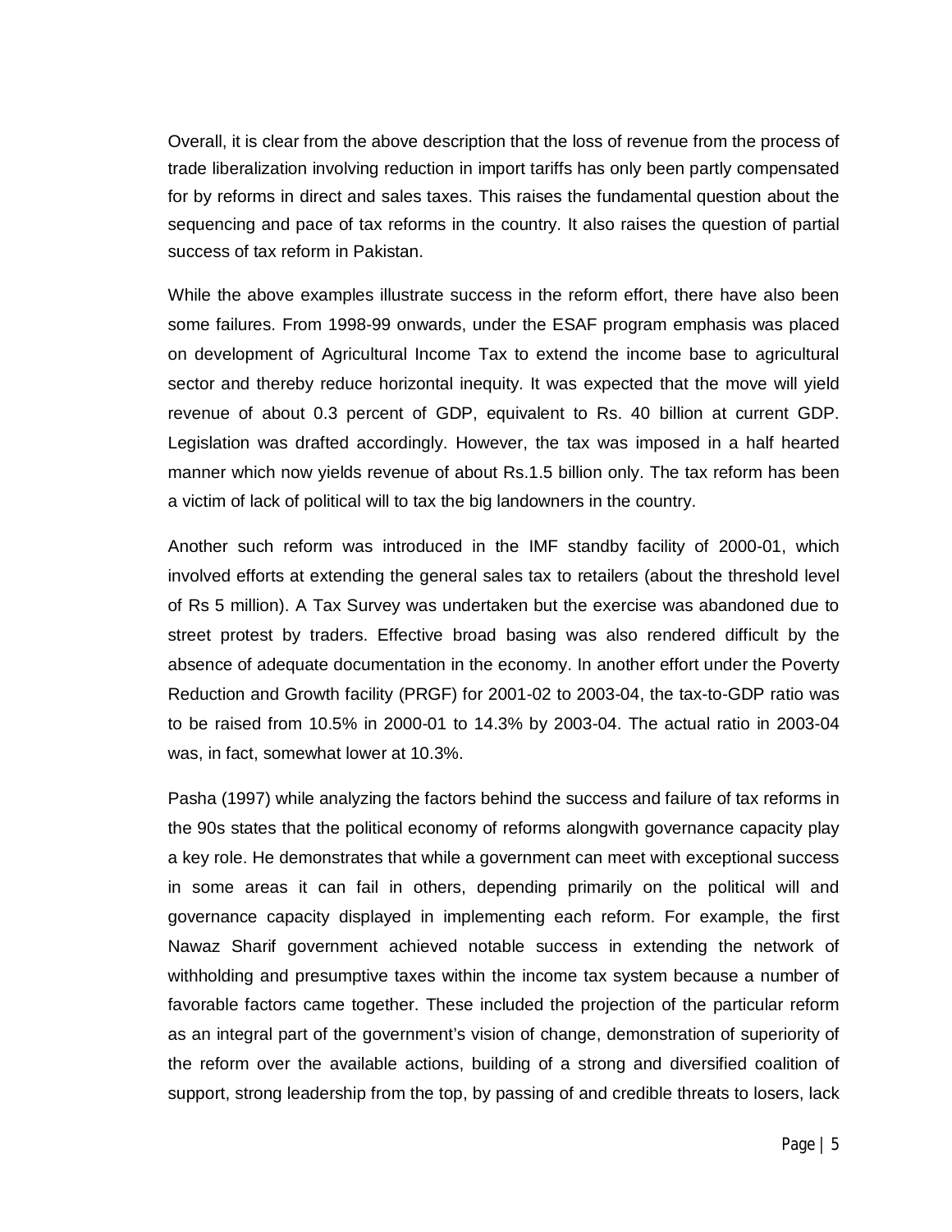Overall, it is clear from the above description that the loss of revenue from the process of trade liberalization involving reduction in import tariffs has only been partly compensated for by reforms in direct and sales taxes. This raises the fundamental question about the sequencing and pace of tax reforms in the country. It also raises the question of partial success of tax reform in Pakistan.

While the above examples illustrate success in the reform effort, there have also been some failures. From 1998-99 onwards, under the ESAF program emphasis was placed on development of Agricultural Income Tax to extend the income base to agricultural sector and thereby reduce horizontal inequity. It was expected that the move will yield revenue of about 0.3 percent of GDP, equivalent to Rs. 40 billion at current GDP. Legislation was drafted accordingly. However, the tax was imposed in a half hearted manner which now yields revenue of about Rs.1.5 billion only. The tax reform has been a victim of lack of political will to tax the big landowners in the country.

Another such reform was introduced in the IMF standby facility of 2000-01, which involved efforts at extending the general sales tax to retailers (about the threshold level of Rs 5 million). A Tax Survey was undertaken but the exercise was abandoned due to street protest by traders. Effective broad basing was also rendered difficult by the absence of adequate documentation in the economy. In another effort under the Poverty Reduction and Growth facility (PRGF) for 2001-02 to 2003-04, the tax-to-GDP ratio was to be raised from 10.5% in 2000-01 to 14.3% by 2003-04. The actual ratio in 2003-04 was, in fact, somewhat lower at 10.3%.

Pasha (1997) while analyzing the factors behind the success and failure of tax reforms in the 90s states that the political economy of reforms alongwith governance capacity play a key role. He demonstrates that while a government can meet with exceptional success in some areas it can fail in others, depending primarily on the political will and governance capacity displayed in implementing each reform. For example, the first Nawaz Sharif government achieved notable success in extending the network of withholding and presumptive taxes within the income tax system because a number of favorable factors came together. These included the projection of the particular reform as an integral part of the government's vision of change, demonstration of superiority of the reform over the available actions, building of a strong and diversified coalition of support, strong leadership from the top, by passing of and credible threats to losers, lack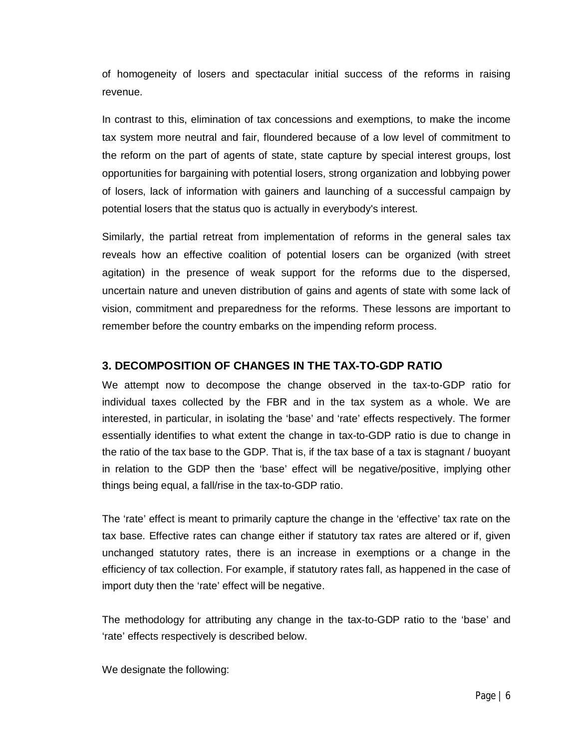of homogeneity of losers and spectacular initial success of the reforms in raising revenue.

In contrast to this, elimination of tax concessions and exemptions, to make the income tax system more neutral and fair, floundered because of a low level of commitment to the reform on the part of agents of state, state capture by special interest groups, lost opportunities for bargaining with potential losers, strong organization and lobbying power of losers, lack of information with gainers and launching of a successful campaign by potential losers that the status quo is actually in everybody's interest.

Similarly, the partial retreat from implementation of reforms in the general sales tax reveals how an effective coalition of potential losers can be organized (with street agitation) in the presence of weak support for the reforms due to the dispersed, uncertain nature and uneven distribution of gains and agents of state with some lack of vision, commitment and preparedness for the reforms. These lessons are important to remember before the country embarks on the impending reform process.

## 3. DECOMPOSITION OF CHANGES IN THE TAX-TO-GDP RATIO

We attempt now to decompose the change observed in the tax-to-GDP ratio for individual taxes collected by the FBR and in the tax system as a whole. We are interested, in particular, in isolating the 'base' and 'rate' effects respectively. The former essentially identifies to what extent the change in tax-to-GDP ratio is due to change in the ratio of the tax base to the GDP. That is, if the tax base of a tax is stagnant / buoyant in relation to the GDP then the 'base' effect will be negative/positive, implying other things being equal, a fall/rise in the tax-to-GDP ratio.

The 'rate' effect is meant to primarily capture the change in the 'effective' tax rate on the tax base. Effective rates can change either if statutory tax rates are altered or if, given unchanged statutory rates, there is an increase in exemptions or a change in the efficiency of tax collection. For example, if statutory rates fall, as happened in the case of import duty then the 'rate' effect will be negative.

The methodology for attributing any change in the tax-to-GDP ratio to the 'base' and 'rate' effects respectively is described below.

We designate the following: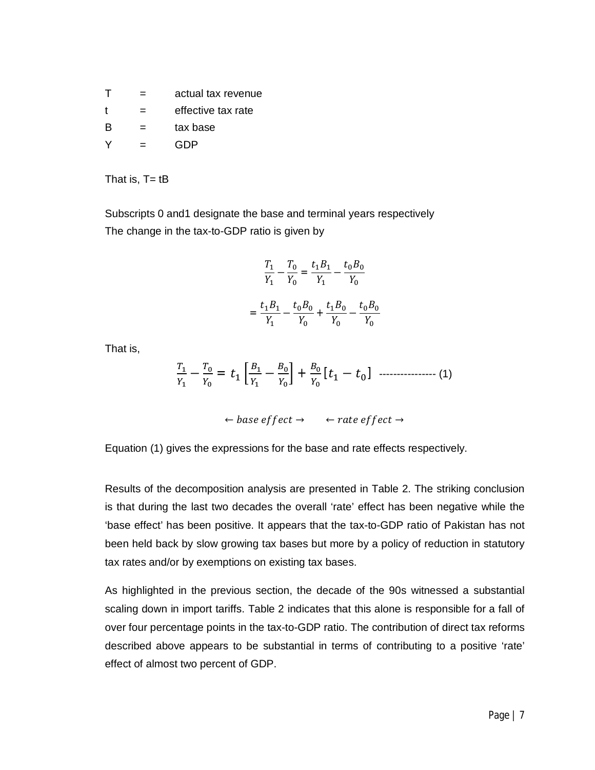T = actual tax revenue

t = effective tax rate

B = tax base

Y = GDP

That is, T= tB

Subscripts 0 and1 designate the base and terminal years respectively
The change in the tax-to-GDP ratio is given by

$$\frac{T_1}{Y_1} - \frac{T_0}{Y_0} = \frac{t_1 B_1}{Y_1} - \frac{t_0 B_0}{Y_0}$$

$$= \frac{t_1 B_1}{Y_1} - \frac{t_0 B_0}{Y_0} + \frac{t_1 B_0}{Y_0} - \frac{t_0 B_0}{Y_0}$$

That is,

$$\frac{T_1}{Y_1} - \frac{T_0}{Y_0} = t_1 \left[\frac{B_1}{Y_1} - \frac{B_0}{Y_0}\right] + \frac{B_0}{Y_0}[t_1 - t_0] \quad \text{---------------- (1)}$$

$$\leftarrow base\ effect \rightarrow \qquad \leftarrow rate\ effect \rightarrow$$

Equation (1) gives the expressions for the base and rate effects respectively.

Results of the decomposition analysis are presented in Table 2. The striking conclusion is that during the last two decades the overall 'rate' effect has been negative while the 'base effect' has been positive. It appears that the tax-to-GDP ratio of Pakistan has not been held back by slow growing tax bases but more by a policy of reduction in statutory tax rates and/or by exemptions on existing tax bases.

As highlighted in the previous section, the decade of the 90s witnessed a substantial scaling down in import tariffs. Table 2 indicates that this alone is responsible for a fall of over four percentage points in the tax-to-GDP ratio. The contribution of direct tax reforms described above appears to be substantial in terms of contributing to a positive 'rate' effect of almost two percent of GDP.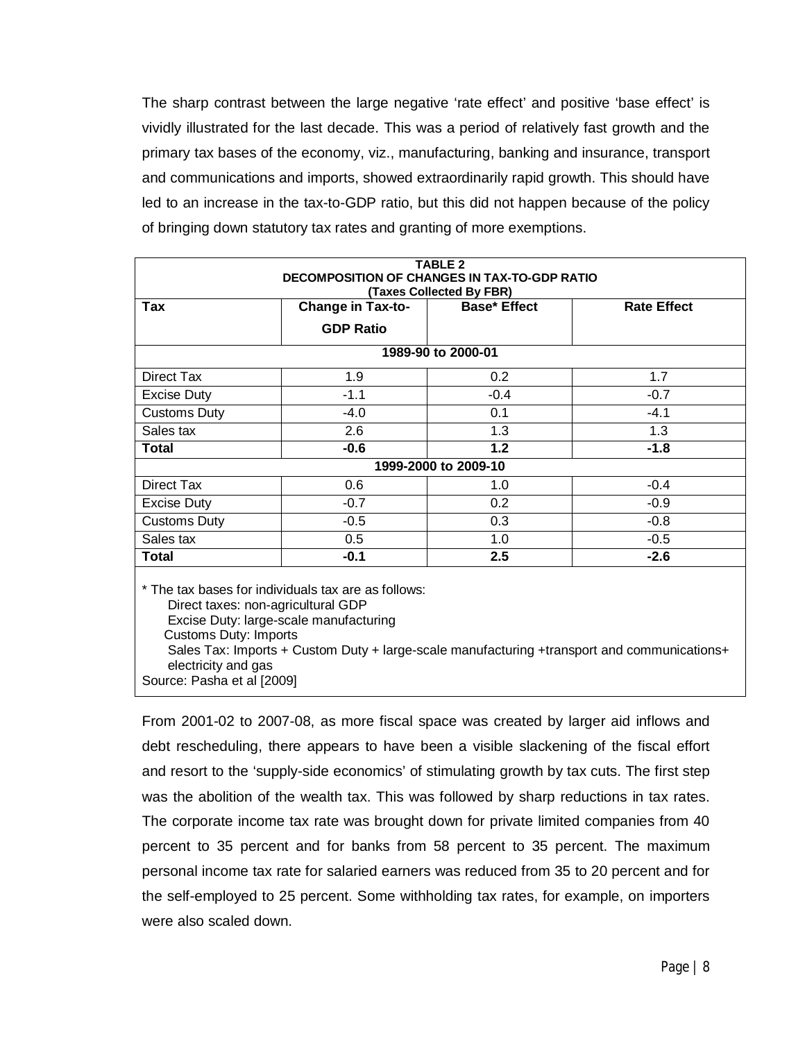The sharp contrast between the large negative 'rate effect' and positive 'base effect' is vividly illustrated for the last decade. This was a period of relatively fast growth and the primary tax bases of the economy, viz., manufacturing, banking and insurance, transport and communications and imports, showed extraordinarily rapid growth. This should have led to an increase in the tax-to-GDP ratio, but this did not happen because of the policy of bringing down statutory tax rates and granting of more exemptions.

**TABLE 2**
**DECOMPOSITION OF CHANGES IN TAX-TO-GDP RATIO**
**(Taxes Collected By FBR)**

| Tax | Change in Tax-to-GDP Ratio | Base* Effect | Rate Effect |
|---|---|---|---|
| | **1989-90 to 2000-01** | | |
| Direct Tax | 1.9 | 0.2 | 1.7 |
| Excise Duty | -1.1 | -0.4 | -0.7 |
| Customs Duty | -4.0 | 0.1 | -4.1 |
| Sales tax | 2.6 | 1.3 | 1.3 |
| **Total** | **-0.6** | **1.2** | **-1.8** |
| | **1999-2000 to 2009-10** | | |
| Direct Tax | 0.6 | 1.0 | -0.4 |
| Excise Duty | -0.7 | 0.2 | -0.9 |
| Customs Duty | -0.5 | 0.3 | -0.8 |
| Sales tax | 0.5 | 1.0 | -0.5 |
| **Total** | **-0.1** | **2.5** | **-2.6** |

\* The tax bases for individuals tax are as follows:
Direct taxes: non-agricultural GDP
Excise Duty: large-scale manufacturing
Customs Duty: Imports
Sales Tax: Imports + Custom Duty + large-scale manufacturing +transport and communications+ electricity and gas
Source: Pasha et al [2009]

From 2001-02 to 2007-08, as more fiscal space was created by larger aid inflows and debt rescheduling, there appears to have been a visible slackening of the fiscal effort and resort to the 'supply-side economics' of stimulating growth by tax cuts. The first step was the abolition of the wealth tax. This was followed by sharp reductions in tax rates. The corporate income tax rate was brought down for private limited companies from 40 percent to 35 percent and for banks from 58 percent to 35 percent. The maximum personal income tax rate for salaried earners was reduced from 35 to 20 percent and for the self-employed to 25 percent. Some withholding tax rates, for example, on importers were also scaled down.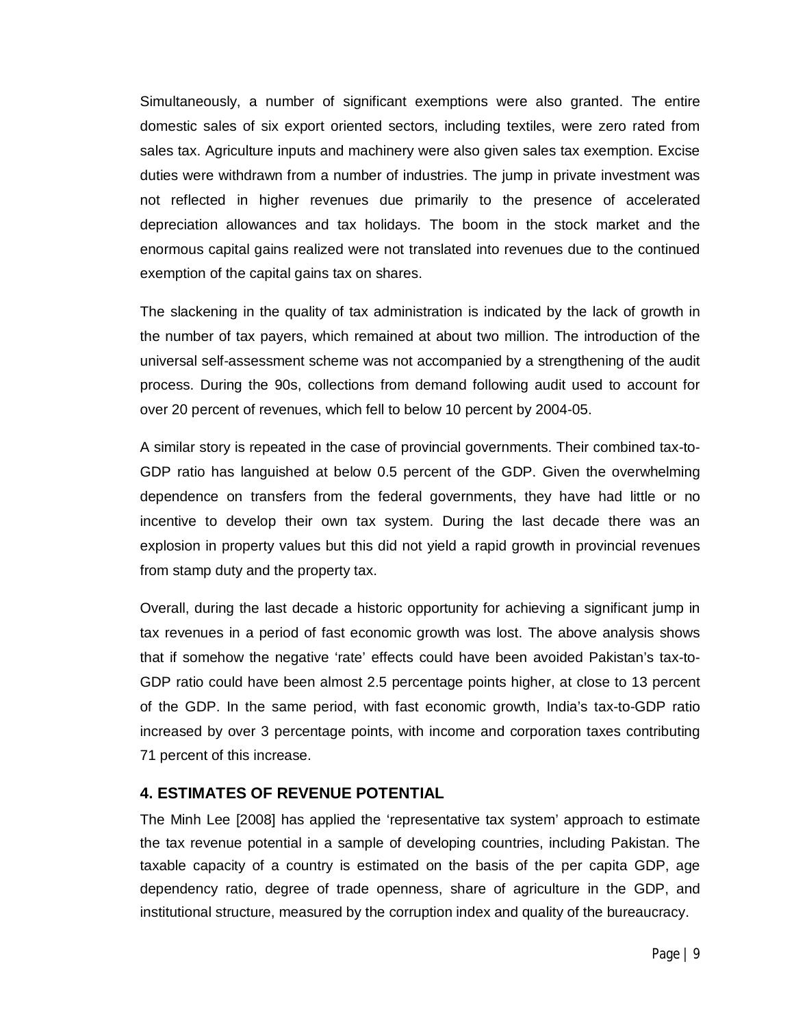Simultaneously, a number of significant exemptions were also granted. The entire domestic sales of six export oriented sectors, including textiles, were zero rated from sales tax. Agriculture inputs and machinery were also given sales tax exemption. Excise duties were withdrawn from a number of industries. The jump in private investment was not reflected in higher revenues due primarily to the presence of accelerated depreciation allowances and tax holidays. The boom in the stock market and the enormous capital gains realized were not translated into revenues due to the continued exemption of the capital gains tax on shares.

The slackening in the quality of tax administration is indicated by the lack of growth in the number of tax payers, which remained at about two million. The introduction of the universal self-assessment scheme was not accompanied by a strengthening of the audit process. During the 90s, collections from demand following audit used to account for over 20 percent of revenues, which fell to below 10 percent by 2004-05.

A similar story is repeated in the case of provincial governments. Their combined tax-to-GDP ratio has languished at below 0.5 percent of the GDP. Given the overwhelming dependence on transfers from the federal governments, they have had little or no incentive to develop their own tax system. During the last decade there was an explosion in property values but this did not yield a rapid growth in provincial revenues from stamp duty and the property tax.

Overall, during the last decade a historic opportunity for achieving a significant jump in tax revenues in a period of fast economic growth was lost. The above analysis shows that if somehow the negative 'rate' effects could have been avoided Pakistan's tax-to-GDP ratio could have been almost 2.5 percentage points higher, at close to 13 percent of the GDP. In the same period, with fast economic growth, India's tax-to-GDP ratio increased by over 3 percentage points, with income and corporation taxes contributing 71 percent of this increase.

## 4. ESTIMATES OF REVENUE POTENTIAL

The Minh Lee [2008] has applied the 'representative tax system' approach to estimate the tax revenue potential in a sample of developing countries, including Pakistan. The taxable capacity of a country is estimated on the basis of the per capita GDP, age dependency ratio, degree of trade openness, share of agriculture in the GDP, and institutional structure, measured by the corruption index and quality of the bureaucracy.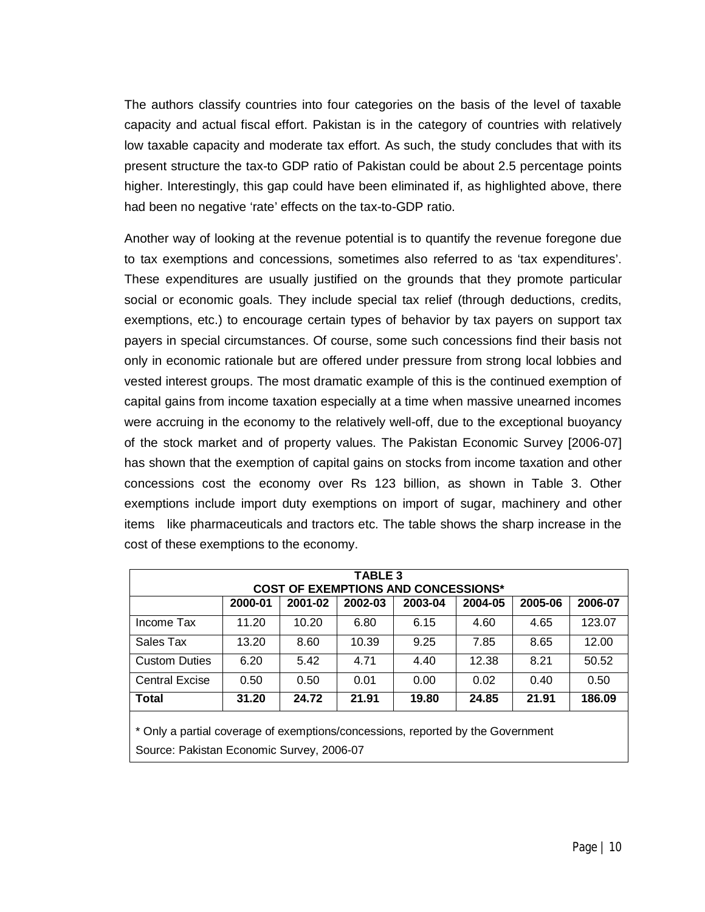The authors classify countries into four categories on the basis of the level of taxable capacity and actual fiscal effort. Pakistan is in the category of countries with relatively low taxable capacity and moderate tax effort. As such, the study concludes that with its present structure the tax-to GDP ratio of Pakistan could be about 2.5 percentage points higher. Interestingly, this gap could have been eliminated if, as highlighted above, there had been no negative 'rate' effects on the tax-to-GDP ratio.

Another way of looking at the revenue potential is to quantify the revenue foregone due to tax exemptions and concessions, sometimes also referred to as 'tax expenditures'. These expenditures are usually justified on the grounds that they promote particular social or economic goals. They include special tax relief (through deductions, credits, exemptions, etc.) to encourage certain types of behavior by tax payers on support tax payers in special circumstances. Of course, some such concessions find their basis not only in economic rationale but are offered under pressure from strong local lobbies and vested interest groups. The most dramatic example of this is the continued exemption of capital gains from income taxation especially at a time when massive unearned incomes were accruing in the economy to the relatively well-off, due to the exceptional buoyancy of the stock market and of property values. The Pakistan Economic Survey [2006-07] has shown that the exemption of capital gains on stocks from income taxation and other concessions cost the economy over Rs 123 billion, as shown in Table 3. Other exemptions include import duty exemptions on import of sugar, machinery and other items like pharmaceuticals and tractors etc. The table shows the sharp increase in the cost of these exemptions to the economy.

**TABLE 3**
**COST OF EXEMPTIONS AND CONCESSIONS***

| | 2000-01 | 2001-02 | 2002-03 | 2003-04 | 2004-05 | 2005-06 | 2006-07 |
|---|---|---|---|---|---|---|---|
| Income Tax | 11.20 | 10.20 | 6.80 | 6.15 | 4.60 | 4.65 | 123.07 |
| Sales Tax | 13.20 | 8.60 | 10.39 | 9.25 | 7.85 | 8.65 | 12.00 |
| Custom Duties | 6.20 | 5.42 | 4.71 | 4.40 | 12.38 | 8.21 | 50.52 |
| Central Excise | 0.50 | 0.50 | 0.01 | 0.00 | 0.02 | 0.40 | 0.50 |
| **Total** | **31.20** | **24.72** | **21.91** | **19.80** | **24.85** | **21.91** | **186.09** |

* Only a partial coverage of exemptions/concessions, reported by the Government

Source: Pakistan Economic Survey, 2006-07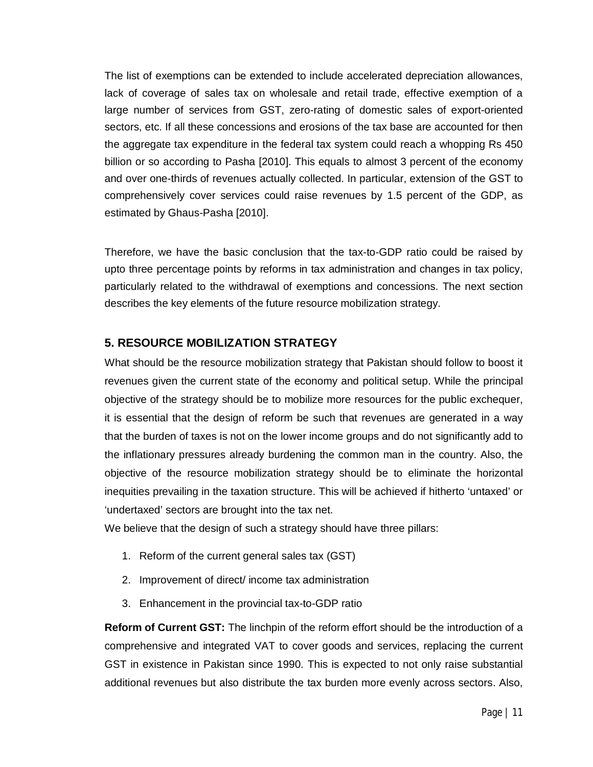The list of exemptions can be extended to include accelerated depreciation allowances, lack of coverage of sales tax on wholesale and retail trade, effective exemption of a large number of services from GST, zero-rating of domestic sales of export-oriented sectors, etc. If all these concessions and erosions of the tax base are accounted for then the aggregate tax expenditure in the federal tax system could reach a whopping Rs 450 billion or so according to Pasha [2010]. This equals to almost 3 percent of the economy and over one-thirds of revenues actually collected. In particular, extension of the GST to comprehensively cover services could raise revenues by 1.5 percent of the GDP, as estimated by Ghaus-Pasha [2010].

Therefore, we have the basic conclusion that the tax-to-GDP ratio could be raised by upto three percentage points by reforms in tax administration and changes in tax policy, particularly related to the withdrawal of exemptions and concessions. The next section describes the key elements of the future resource mobilization strategy.

## 5. RESOURCE MOBILIZATION STRATEGY

What should be the resource mobilization strategy that Pakistan should follow to boost it revenues given the current state of the economy and political setup. While the principal objective of the strategy should be to mobilize more resources for the public exchequer, it is essential that the design of reform be such that revenues are generated in a way that the burden of taxes is not on the lower income groups and do not significantly add to the inflationary pressures already burdening the common man in the country. Also, the objective of the resource mobilization strategy should be to eliminate the horizontal inequities prevailing in the taxation structure. This will be achieved if hitherto 'untaxed' or 'undertaxed' sectors are brought into the tax net.

We believe that the design of such a strategy should have three pillars:

1. Reform of the current general sales tax (GST)
2. Improvement of direct/ income tax administration
3. Enhancement in the provincial tax-to-GDP ratio

**Reform of Current GST:** The linchpin of the reform effort should be the introduction of a comprehensive and integrated VAT to cover goods and services, replacing the current GST in existence in Pakistan since 1990. This is expected to not only raise substantial additional revenues but also distribute the tax burden more evenly across sectors. Also,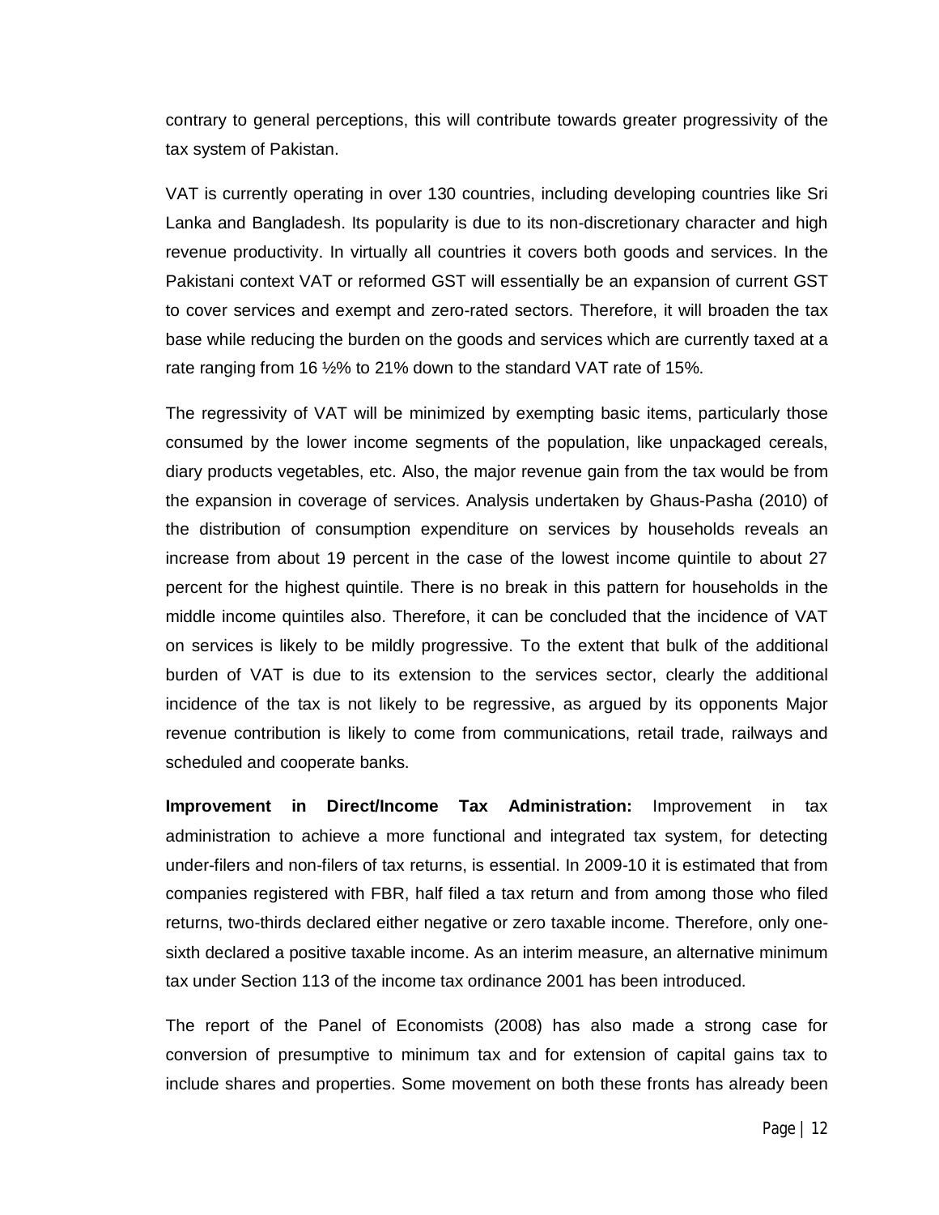contrary to general perceptions, this will contribute towards greater progressivity of the tax system of Pakistan.

VAT is currently operating in over 130 countries, including developing countries like Sri Lanka and Bangladesh. Its popularity is due to its non-discretionary character and high revenue productivity. In virtually all countries it covers both goods and services. In the Pakistani context VAT or reformed GST will essentially be an expansion of current GST to cover services and exempt and zero-rated sectors. Therefore, it will broaden the tax base while reducing the burden on the goods and services which are currently taxed at a rate ranging from 16 ½% to 21% down to the standard VAT rate of 15%.

The regressivity of VAT will be minimized by exempting basic items, particularly those consumed by the lower income segments of the population, like unpackaged cereals, diary products vegetables, etc. Also, the major revenue gain from the tax would be from the expansion in coverage of services. Analysis undertaken by Ghaus-Pasha (2010) of the distribution of consumption expenditure on services by households reveals an increase from about 19 percent in the case of the lowest income quintile to about 27 percent for the highest quintile. There is no break in this pattern for households in the middle income quintiles also. Therefore, it can be concluded that the incidence of VAT on services is likely to be mildly progressive. To the extent that bulk of the additional burden of VAT is due to its extension to the services sector, clearly the additional incidence of the tax is not likely to be regressive, as argued by its opponents Major revenue contribution is likely to come from communications, retail trade, railways and scheduled and cooperate banks.

**Improvement in Direct/Income Tax Administration:** Improvement in tax administration to achieve a more functional and integrated tax system, for detecting under-filers and non-filers of tax returns, is essential. In 2009-10 it is estimated that from companies registered with FBR, half filed a tax return and from among those who filed returns, two-thirds declared either negative or zero taxable income. Therefore, only one-sixth declared a positive taxable income. As an interim measure, an alternative minimum tax under Section 113 of the income tax ordinance 2001 has been introduced.

The report of the Panel of Economists (2008) has also made a strong case for conversion of presumptive to minimum tax and for extension of capital gains tax to include shares and properties. Some movement on both these fronts has already been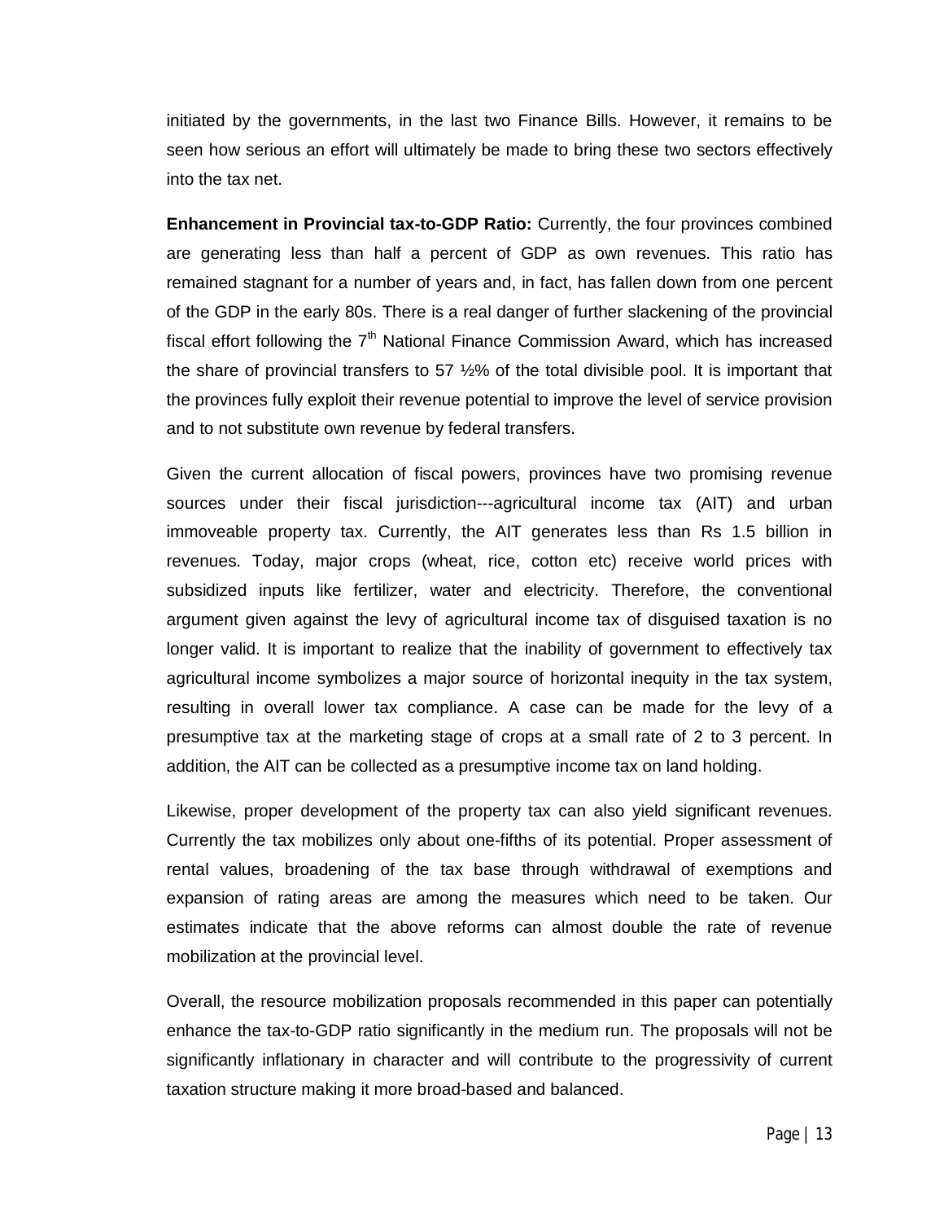initiated by the governments, in the last two Finance Bills. However, it remains to be seen how serious an effort will ultimately be made to bring these two sectors effectively into the tax net.

**Enhancement in Provincial tax-to-GDP Ratio:** Currently, the four provinces combined are generating less than half a percent of GDP as own revenues. This ratio has remained stagnant for a number of years and, in fact, has fallen down from one percent of the GDP in the early 80s. There is a real danger of further slackening of the provincial fiscal effort following the 7th National Finance Commission Award, which has increased the share of provincial transfers to 57 ½% of the total divisible pool. It is important that the provinces fully exploit their revenue potential to improve the level of service provision and to not substitute own revenue by federal transfers.

Given the current allocation of fiscal powers, provinces have two promising revenue sources under their fiscal jurisdiction---agricultural income tax (AIT) and urban immoveable property tax. Currently, the AIT generates less than Rs 1.5 billion in revenues. Today, major crops (wheat, rice, cotton etc) receive world prices with subsidized inputs like fertilizer, water and electricity. Therefore, the conventional argument given against the levy of agricultural income tax of disguised taxation is no longer valid. It is important to realize that the inability of government to effectively tax agricultural income symbolizes a major source of horizontal inequity in the tax system, resulting in overall lower tax compliance. A case can be made for the levy of a presumptive tax at the marketing stage of crops at a small rate of 2 to 3 percent. In addition, the AIT can be collected as a presumptive income tax on land holding.

Likewise, proper development of the property tax can also yield significant revenues. Currently the tax mobilizes only about one-fifths of its potential. Proper assessment of rental values, broadening of the tax base through withdrawal of exemptions and expansion of rating areas are among the measures which need to be taken. Our estimates indicate that the above reforms can almost double the rate of revenue mobilization at the provincial level.

Overall, the resource mobilization proposals recommended in this paper can potentially enhance the tax-to-GDP ratio significantly in the medium run. The proposals will not be significantly inflationary in character and will contribute to the progressivity of current taxation structure making it more broad-based and balanced.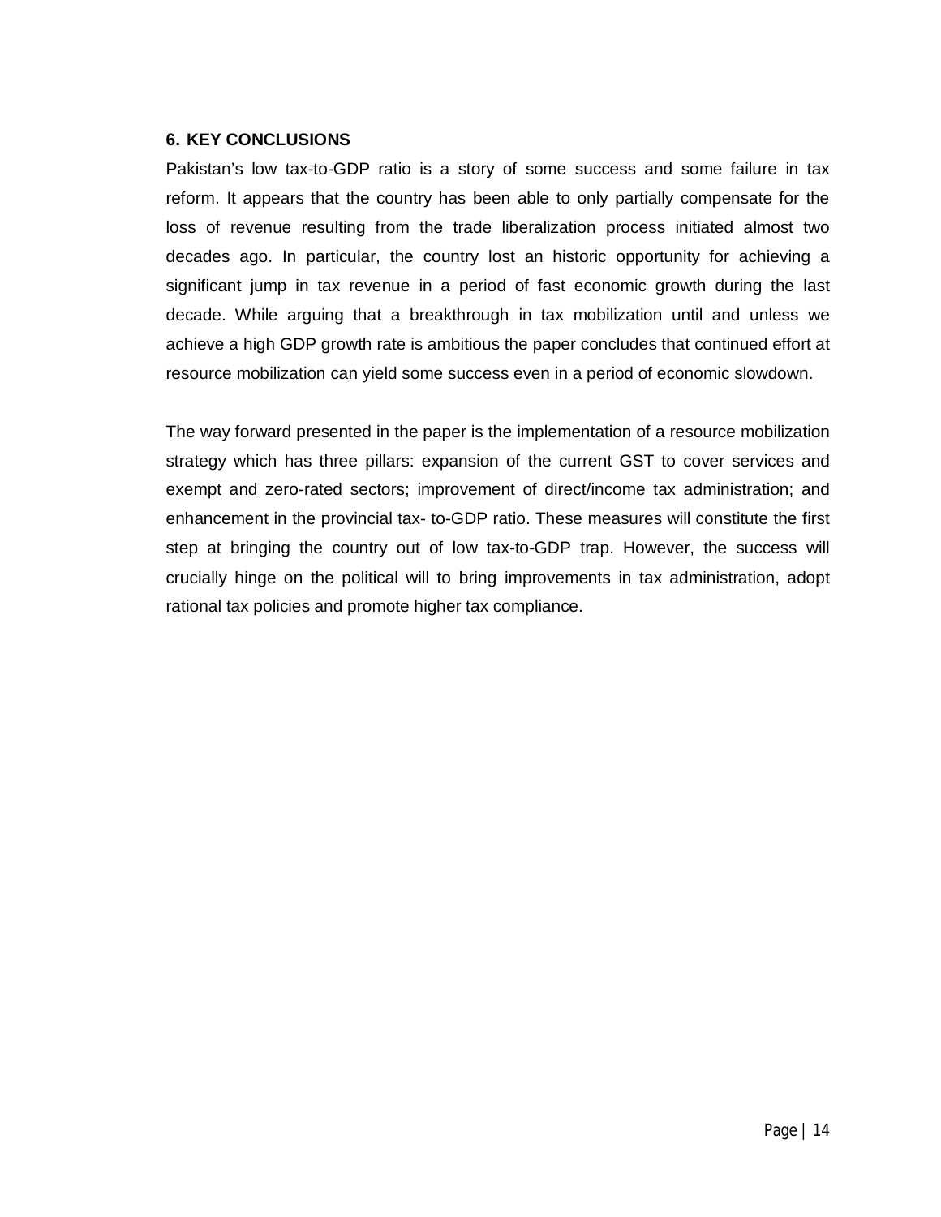## 6. KEY CONCLUSIONS

Pakistan's low tax-to-GDP ratio is a story of some success and some failure in tax reform. It appears that the country has been able to only partially compensate for the loss of revenue resulting from the trade liberalization process initiated almost two decades ago. In particular, the country lost an historic opportunity for achieving a significant jump in tax revenue in a period of fast economic growth during the last decade. While arguing that a breakthrough in tax mobilization until and unless we achieve a high GDP growth rate is ambitious the paper concludes that continued effort at resource mobilization can yield some success even in a period of economic slowdown.

The way forward presented in the paper is the implementation of a resource mobilization strategy which has three pillars: expansion of the current GST to cover services and exempt and zero-rated sectors; improvement of direct/income tax administration; and enhancement in the provincial tax- to-GDP ratio. These measures will constitute the first step at bringing the country out of low tax-to-GDP trap. However, the success will crucially hinge on the political will to bring improvements in tax administration, adopt rational tax policies and promote higher tax compliance.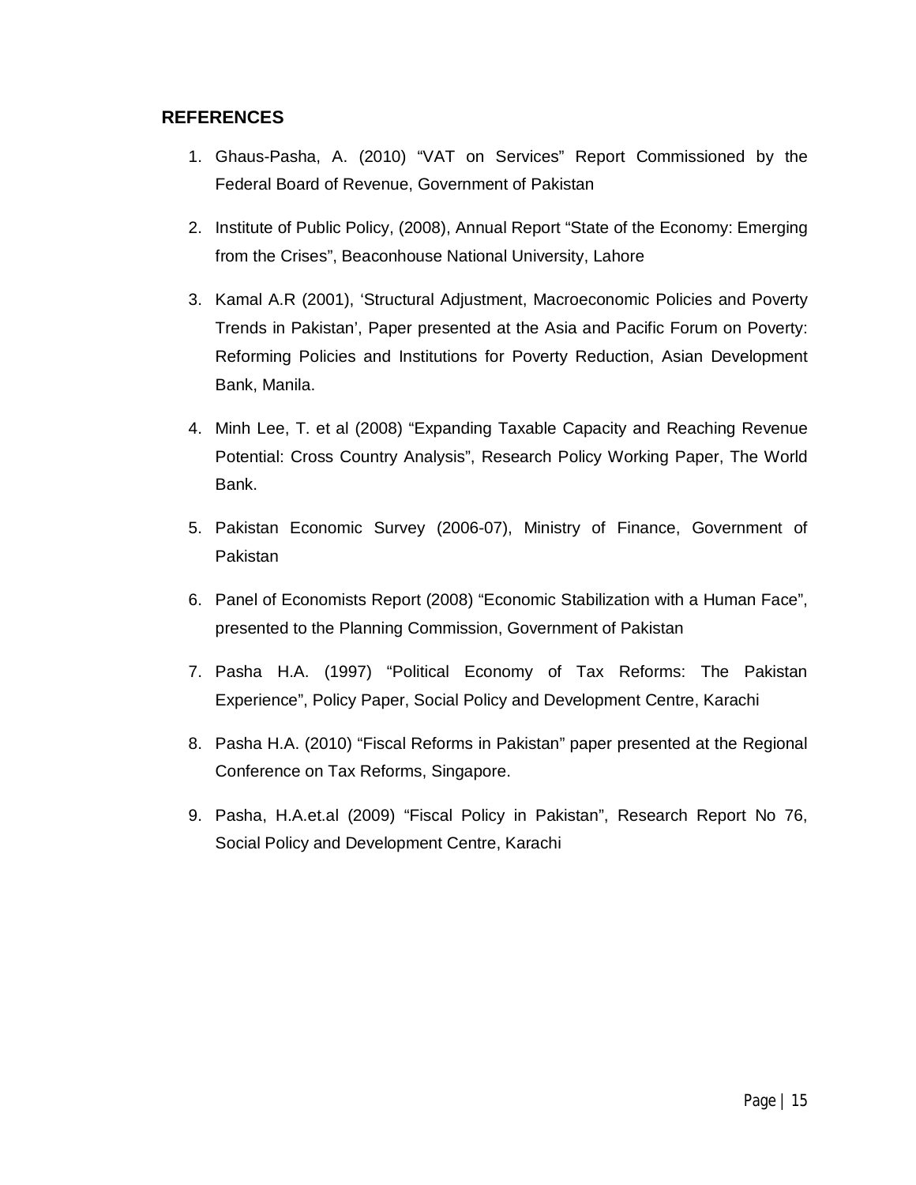## REFERENCES

1. Ghaus-Pasha, A. (2010) “VAT on Services” Report Commissioned by the Federal Board of Revenue, Government of Pakistan
2. Institute of Public Policy, (2008), Annual Report “State of the Economy: Emerging from the Crises”, Beaconhouse National University, Lahore
3. Kamal A.R (2001), ‘Structural Adjustment, Macroeconomic Policies and Poverty Trends in Pakistan’, Paper presented at the Asia and Pacific Forum on Poverty: Reforming Policies and Institutions for Poverty Reduction, Asian Development Bank, Manila.
4. Minh Lee, T. et al (2008) “Expanding Taxable Capacity and Reaching Revenue Potential: Cross Country Analysis”, Research Policy Working Paper, The World Bank.
5. Pakistan Economic Survey (2006-07), Ministry of Finance, Government of Pakistan
6. Panel of Economists Report (2008) “Economic Stabilization with a Human Face”, presented to the Planning Commission, Government of Pakistan
7. Pasha H.A. (1997) “Political Economy of Tax Reforms: The Pakistan Experience”, Policy Paper, Social Policy and Development Centre, Karachi
8. Pasha H.A. (2010) “Fiscal Reforms in Pakistan” paper presented at the Regional Conference on Tax Reforms, Singapore.
9. Pasha, H.A.et.al (2009) “Fiscal Policy in Pakistan”, Research Report No 76, Social Policy and Development Centre, Karachi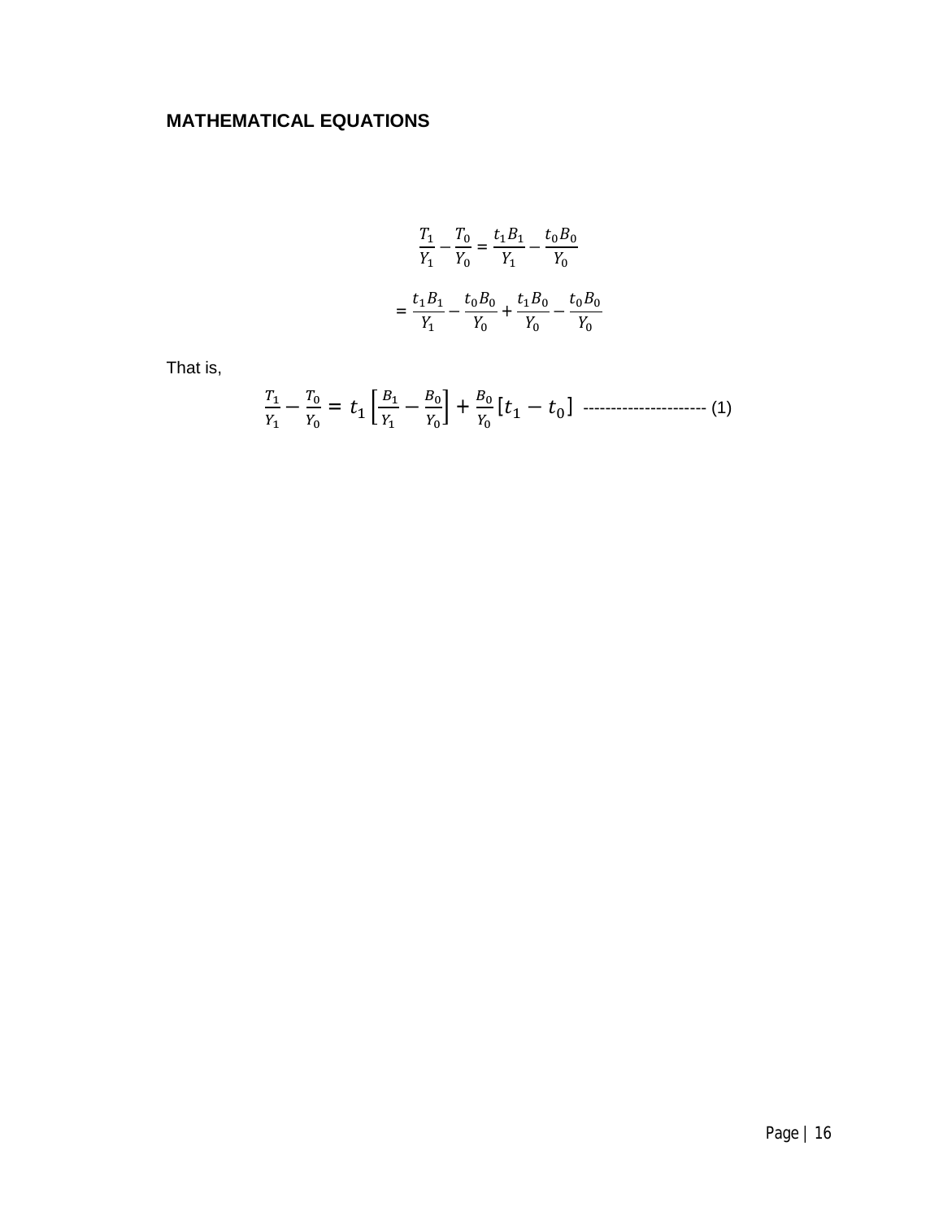## MATHEMATICAL EQUATIONS

$$\frac{T_1}{Y_1} - \frac{T_0}{Y_0} = \frac{t_1 B_1}{Y_1} - \frac{t_0 B_0}{Y_0}$$

$$= \frac{t_1 B_1}{Y_1} - \frac{t_0 B_0}{Y_0} + \frac{t_1 B_0}{Y_0} - \frac{t_0 B_0}{Y_0}$$

That is,

$$\frac{T_1}{Y_1} - \frac{T_0}{Y_0} = t_1 \left[ \frac{B_1}{Y_1} - \frac{B_0}{Y_0} \right] + \frac{B_0}{Y_0} [t_1 - t_0] \quad \text{---------------------- (1)}$$